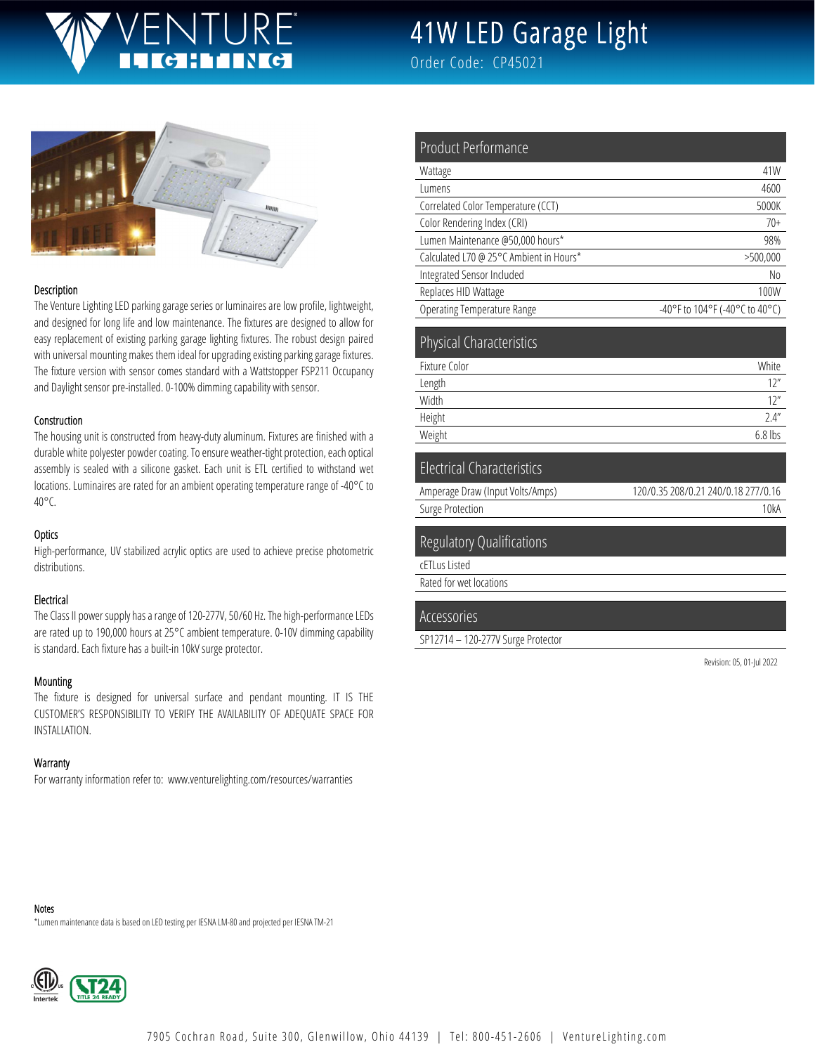# 41W LED Garage Light

Order Code: CP45021

### Description

The Venture Lighting LED parking garage series or luminaires are low profile, lightweight, and designed for long life and low maintenance. The fixtures are designed to allow for easy replacement of existing parking garage lighting fixtures. The robust design paired with universal mounting makes them ideal for upgrading existing parking garage fixtures. The fixture version with sensor comes standard with a Wattstopper FSP211 Occupancy and Daylight sensor pre-installed. 0-100% dimming capability with sensor.

### Construction

The housing unit is constructed from heavy-duty aluminum. Fixtures are finished with a durable white polyester powder coating. To ensure weather-tight protection, each optical assembly is sealed with a silicone gasket. Each unit is ETL certified to withstand wet locations. Luminaires are rated for an ambient operating temperature range of -40°C to 40°C.

### Optics

High-performance, UV stabilized acrylic optics are used to achieve precise photometric distributions.

### Electrical

The Class II power supply has a range of 120-277V, 50/60 Hz. The high-performance LEDs are rated up to 190,000 hours at 25°C ambient temperature. 0-10V dimming capability is standard. Each fixture has a built-in 10kV surge protector.

### Mounting

The fixture is designed for universal surface and pendant mounting. IT IS THE CUSTOMER'S RESPONSIBILITY TO VERIFY THE AVAILABILITY OF ADEQUATE SPACE FOR INSTALLATION.

### Warranty

For warranty information refer to: www.venturelighting.com/resources/warranties

## Product Performance

| | |
|---|---|
| Wattage | 41W |
| Lumens | 4600 |
| Correlated Color Temperature (CCT) | 5000K |
| Color Rendering Index (CRI) | 70+ |
| Lumen Maintenance @50,000 hours* | 98% |
| Calculated L70 @ 25°C Ambient in Hours* | >500,000 |
| Integrated Sensor Included | No |
| Replaces HID Wattage | 100W |
| Operating Temperature Range | -40°F to 104°F (-40°C to 40°C) |

## Physical Characteristics

| | |
|---|---|
| Fixture Color | White |
| Length | 12" |
| Width | 12" |
| Height | 2.4" |
| Weight | 6.8 lbs |

## Electrical Characteristics

| | |
|---|---|
| Amperage Draw (Input Volts/Amps) | 120/0.35 208/0.21 240/0.18 277/0.16 |
| Surge Protection | 10kA |

## Regulatory Qualifications

- cETLus Listed
- Rated for wet locations

## Accessories

- SP12714 – 120-277V Surge Protector

Revision: 05, 01-Jul 2022

### Notes

*Lumen maintenance data is based on LED testing per IESNA LM-80 and projected per IESNA TM-21

7905 Cochran Road, Suite 300, Glenwillow, Ohio 44139 | Tel: 800-451-2606 | VentureLighting.com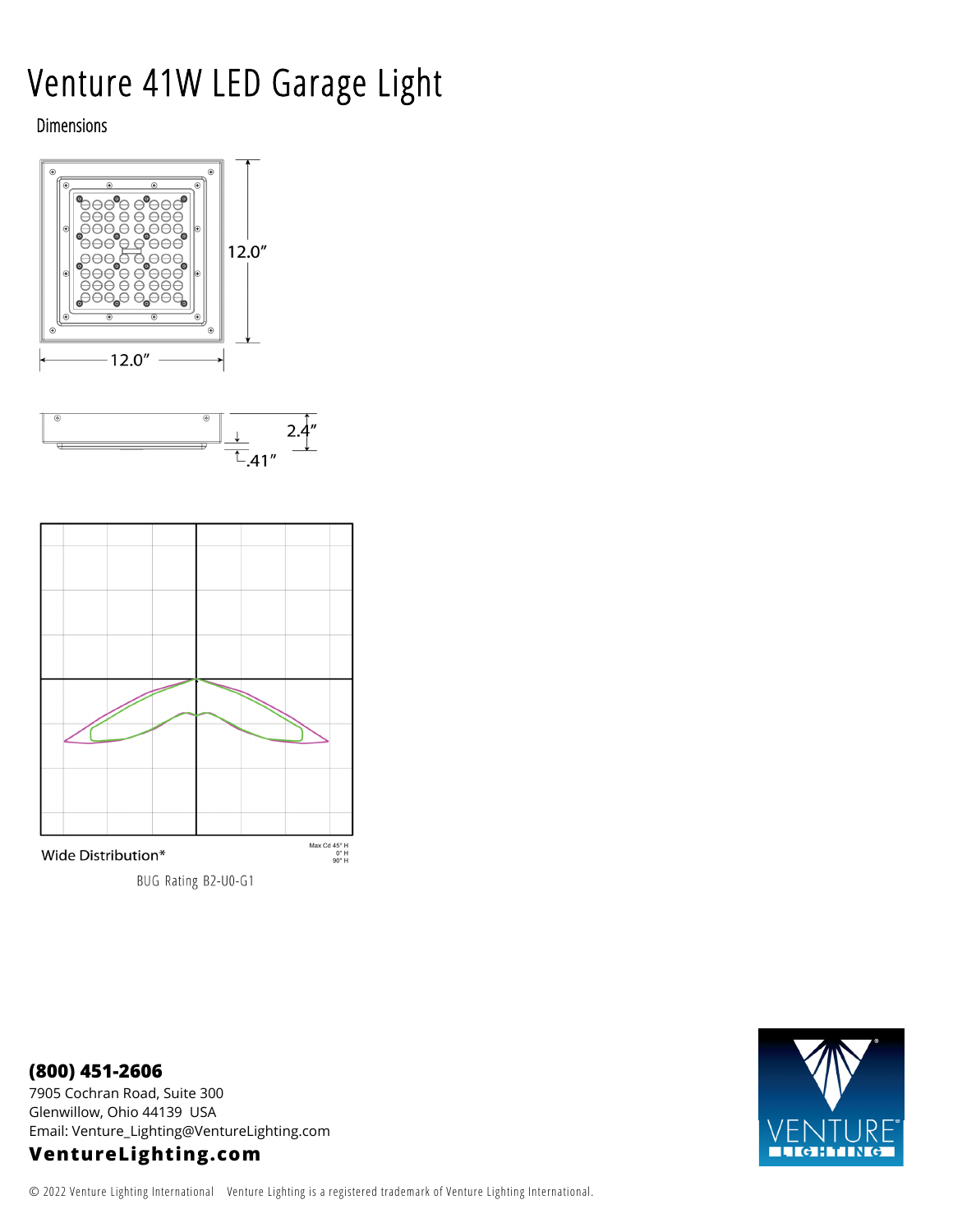# Venture 41W LED Garage Light

## Dimensions

12.0"

12.0"

2.4"

.41"

Wide Distribution*

Max Cd 45° H
0° H
90° H

BUG Rating B2-U0-G1

**(800) 451-2606**
7905 Cochran Road, Suite 300
Glenwillow, Ohio 44139 USA
Email: Venture_Lighting@VentureLighting.com
**VentureLighting.com**

VENTURE® LIGHTING

© 2022 Venture Lighting International   Venture Lighting is a registered trademark of Venture Lighting International.